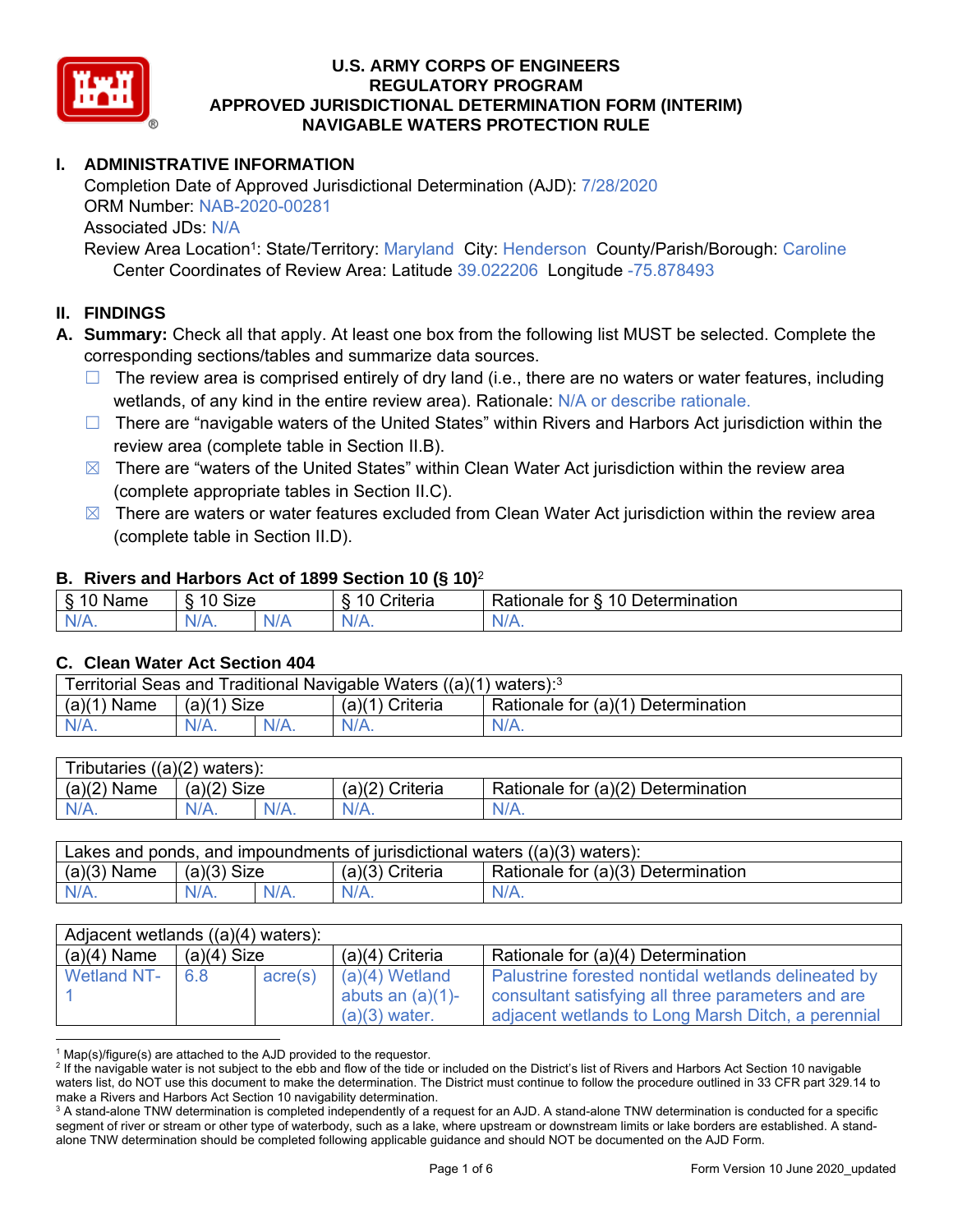# U.S. ARMY CORPS OF ENGINEERS
# REGULATORY PROGRAM
# APPROVED JURISDICTIONAL DETERMINATION FORM (INTERIM)
# NAVIGABLE WATERS PROTECTION RULE

## I. ADMINISTRATIVE INFORMATION

Completion Date of Approved Jurisdictional Determination (AJD): 7/28/2020
ORM Number: NAB-2020-00281
Associated JDs: N/A
Review Area Location[1]: State/Territory: Maryland City: Henderson County/Parish/Borough: Caroline
Center Coordinates of Review Area: Latitude 39.022206 Longitude -75.878493

## II. FINDINGS

**A. Summary:** Check all that apply. At least one box from the following list MUST be selected. Complete the corresponding sections/tables and summarize data sources.

- ☐ The review area is comprised entirely of dry land (i.e., there are no waters or water features, including wetlands, of any kind in the entire review area). Rationale: N/A or describe rationale.
- ☐ There are "navigable waters of the United States" within Rivers and Harbors Act jurisdiction within the review area (complete table in Section II.B).
- ☒ There are "waters of the United States" within Clean Water Act jurisdiction within the review area (complete appropriate tables in Section II.C).
- ☒ There are waters or water features excluded from Clean Water Act jurisdiction within the review area (complete table in Section II.D).

### B. Rivers and Harbors Act of 1899 Section 10 (§ 10)[2]

| § 10 Name | § 10 Size | | § 10 Criteria | Rationale for § 10 Determination |
|---|---|---|---|---|
| N/A. | N/A. | N/A | N/A. | N/A. |

### C. Clean Water Act Section 404

| Territorial Seas and Traditional Navigable Waters ((a)(1) waters):[3] | | | | |
|---|---|---|---|---|
| (a)(1) Name | (a)(1) Size | | (a)(1) Criteria | Rationale for (a)(1) Determination |
| N/A. | N/A. | N/A. | N/A. | N/A. |

| Tributaries ((a)(2) waters): | | | | |
|---|---|---|---|---|
| (a)(2) Name | (a)(2) Size | | (a)(2) Criteria | Rationale for (a)(2) Determination |
| N/A. | N/A. | N/A. | N/A. | N/A. |

| Lakes and ponds, and impoundments of jurisdictional waters ((a)(3) waters): | | | | |
|---|---|---|---|---|
| (a)(3) Name | (a)(3) Size | | (a)(3) Criteria | Rationale for (a)(3) Determination |
| N/A. | N/A. | N/A. | N/A. | N/A. |

| Adjacent wetlands ((a)(4) waters): | | | | |
|---|---|---|---|---|
| (a)(4) Name | (a)(4) Size | | (a)(4) Criteria | Rationale for (a)(4) Determination |
| Wetland NT-1 | 6.8 | acre(s) | (a)(4) Wetland abuts an (a)(1)-(a)(3) water. | Palustrine forested nontidal wetlands delineated by consultant satisfying all three parameters and are adjacent wetlands to Long Marsh Ditch, a perennial |

---

[1] Map(s)/figure(s) are attached to the AJD provided to the requestor.
[2] If the navigable water is not subject to the ebb and flow of the tide or included on the District's list of Rivers and Harbors Act Section 10 navigable waters list, do NOT use this document to make the determination. The District must continue to follow the procedure outlined in 33 CFR part 329.14 to make a Rivers and Harbors Act Section 10 navigability determination.
[3] A stand-alone TNW determination is completed independently of a request for an AJD. A stand-alone TNW determination is conducted for a specific segment of river or stream or other type of waterbody, such as a lake, where upstream or downstream limits or lake borders are established. A stand-alone TNW determination should be completed following applicable guidance and should NOT be documented on the AJD Form.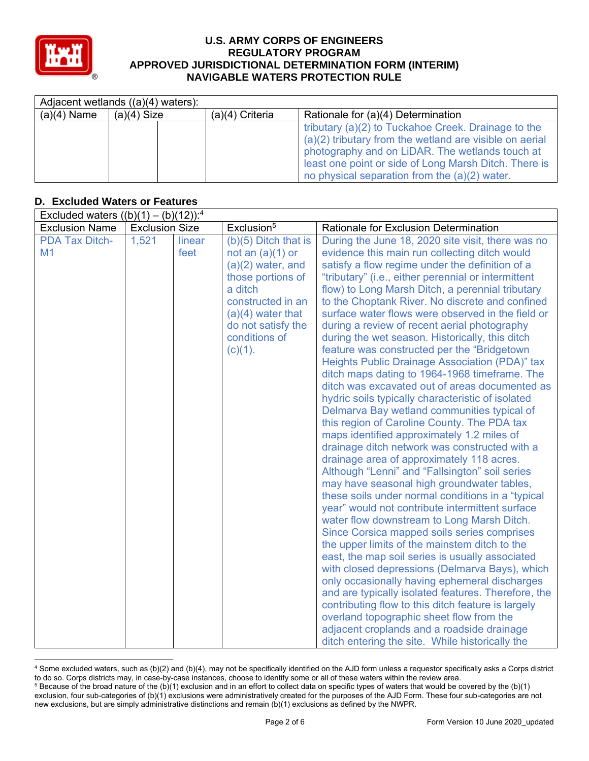# U.S. ARMY CORPS OF ENGINEERS REGULATORY PROGRAM APPROVED JURISDICTIONAL DETERMINATION FORM (INTERIM) NAVIGABLE WATERS PROTECTION RULE

| Adjacent wetlands ((a)(4) waters): | | | | |
|---|---|---|---|---|
| (a)(4) Name | (a)(4) Size | | (a)(4) Criteria | Rationale for (a)(4) Determination |
| | | | | tributary (a)(2) to Tuckahoe Creek. Drainage to the (a)(2) tributary from the wetland are visible on aerial photography and on LiDAR. The wetlands touch at least one point or side of Long Marsh Ditch. There is no physical separation from the (a)(2) water. |

## D. Excluded Waters or Features

| Excluded waters ((b)(1) – (b)(12)):[4] | | | | |
|---|---|---|---|---|
| Exclusion Name | Exclusion Size | | Exclusion[5] | Rationale for Exclusion Determination |
| PDA Tax Ditch-M1 | 1,521 | linear feet | (b)(5) Ditch that is not an (a)(1) or (a)(2) water, and those portions of a ditch constructed in an (a)(4) water that do not satisfy the conditions of (c)(1). | During the June 18, 2020 site visit, there was no evidence this main run collecting ditch would satisfy a flow regime under the definition of a "tributary" (i.e., either perennial or intermittent flow) to Long Marsh Ditch, a perennial tributary to the Choptank River. No discrete and confined surface water flows were observed in the field or during a review of recent aerial photography during the wet season. Historically, this ditch feature was constructed per the "Bridgetown Heights Public Drainage Association (PDA)" tax ditch maps dating to 1964-1968 timeframe. The ditch was excavated out of areas documented as hydric soils typically characteristic of isolated Delmarva Bay wetland communities typical of this region of Caroline County. The PDA tax maps identified approximately 1.2 miles of drainage ditch network was constructed with a drainage area of approximately 118 acres. Although "Lenni" and "Fallsington" soil series may have seasonal high groundwater tables, these soils under normal conditions in a "typical year" would not contribute intermittent surface water flow downstream to Long Marsh Ditch. Since Corsica mapped soils series comprises the upper limits of the mainstem ditch to the east, the map soil series is usually associated with closed depressions (Delmarva Bays), which only occasionally having ephemeral discharges and are typically isolated features. Therefore, the contributing flow to this ditch feature is largely overland topographic sheet flow from the adjacent croplands and a roadside drainage ditch entering the site. While historically the |

[4] Some excluded waters, such as (b)(2) and (b)(4), may not be specifically identified on the AJD form unless a requestor specifically asks a Corps district to do so. Corps districts may, in case-by-case instances, choose to identify some or all of these waters within the review area.

[5] Because of the broad nature of the (b)(1) exclusion and in an effort to collect data on specific types of waters that would be covered by the (b)(1) exclusion, four sub-categories of (b)(1) exclusions were administratively created for the purposes of the AJD Form. These four sub-categories are not new exclusions, but are simply administrative distinctions and remain (b)(1) exclusions as defined by the NWPR.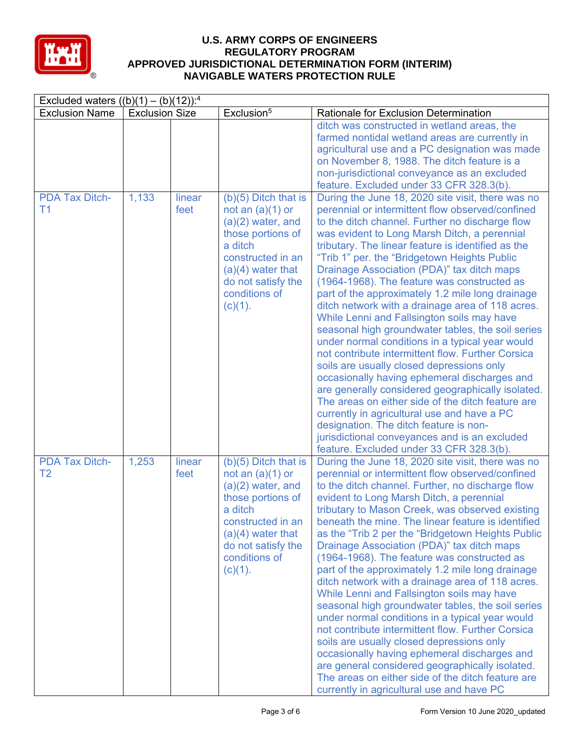# U.S. ARMY CORPS OF ENGINEERS
## REGULATORY PROGRAM
## APPROVED JURISDICTIONAL DETERMINATION FORM (INTERIM)
## NAVIGABLE WATERS PROTECTION RULE

| Excluded waters ((b)(1) – (b)(12)):[4] | | | | |
|---|---|---|---|---|
| Exclusion Name | Exclusion Size | | Exclusion[5] | Rationale for Exclusion Determination |
| | | | | ditch was constructed in wetland areas, the farmed nontidal wetland areas are currently in agricultural use and a PC designation was made on November 8, 1988. The ditch feature is a non-jurisdictional conveyance as an excluded feature. Excluded under 33 CFR 328.3(b). |
| PDA Tax Ditch-T1 | 1,133 | linear feet | (b)(5) Ditch that is not an (a)(1) or (a)(2) water, and those portions of a ditch constructed in an (a)(4) water that do not satisfy the conditions of (c)(1). | During the June 18, 2020 site visit, there was no perennial or intermittent flow observed/confined to the ditch channel. Further no discharge flow was evident to Long Marsh Ditch, a perennial tributary. The linear feature is identified as the "Trib 1" per. the "Bridgetown Heights Public Drainage Association (PDA)" tax ditch maps (1964-1968). The feature was constructed as part of the approximately 1.2 mile long drainage ditch network with a drainage area of 118 acres. While Lenni and Fallsington soils may have seasonal high groundwater tables, the soil series under normal conditions in a typical year would not contribute intermittent flow. Further Corsica soils are usually closed depressions only occasionally having ephemeral discharges and are generally considered geographically isolated. The areas on either side of the ditch feature are currently in agricultural use and have a PC designation. The ditch feature is non-jurisdictional conveyances and is an excluded feature. Excluded under 33 CFR 328.3(b). |
| PDA Tax Ditch-T2 | 1,253 | linear feet | (b)(5) Ditch that is not an (a)(1) or (a)(2) water, and those portions of a ditch constructed in an (a)(4) water that do not satisfy the conditions of (c)(1). | During the June 18, 2020 site visit, there was no perennial or intermittent flow observed/confined to the ditch channel. Further, no discharge flow evident to Long Marsh Ditch, a perennial tributary to Mason Creek, was observed existing beneath the mine. The linear feature is identified as the "Trib 2 per the "Bridgetown Heights Public Drainage Association (PDA)" tax ditch maps (1964-1968). The feature was constructed as part of the approximately 1.2 mile long drainage ditch network with a drainage area of 118 acres. While Lenni and Fallsington soils may have seasonal high groundwater tables, the soil series under normal conditions in a typical year would not contribute intermittent flow. Further Corsica soils are usually closed depressions only occasionally having ephemeral discharges and are general considered geographically isolated. The areas on either side of the ditch feature are currently in agricultural use and have PC |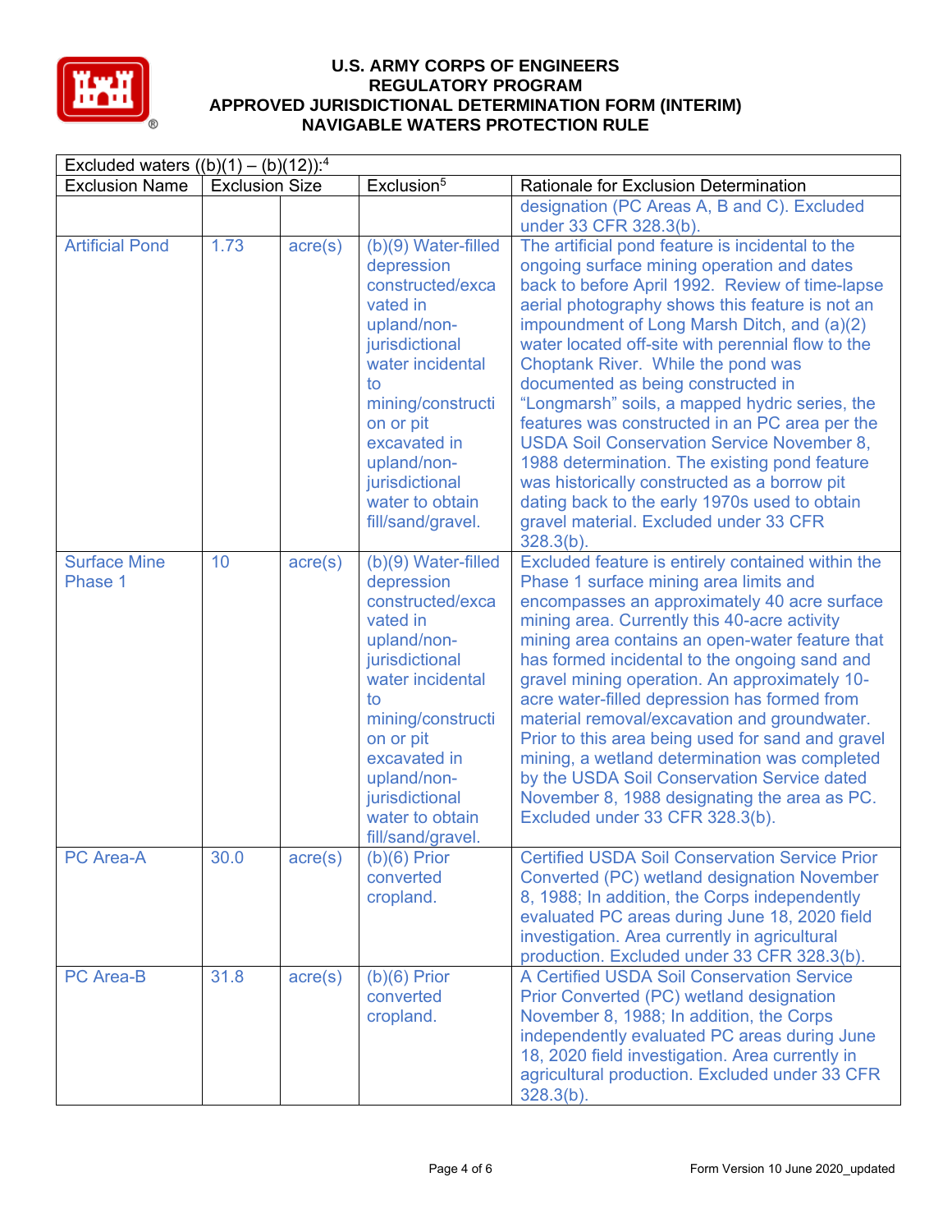**U.S. ARMY CORPS OF ENGINEERS**
**REGULATORY PROGRAM**
**APPROVED JURISDICTIONAL DETERMINATION FORM (INTERIM)**
**NAVIGABLE WATERS PROTECTION RULE**

| Excluded waters ((b)(1) – (b)(12)):[4] | | | | |
|---|---|---|---|---|
| Exclusion Name | Exclusion Size | | Exclusion[5] | Rationale for Exclusion Determination |
| | | | | designation (PC Areas A, B and C). Excluded under 33 CFR 328.3(b). |
| Artificial Pond | 1.73 | acre(s) | (b)(9) Water-filled depression constructed/excavated in upland/non-jurisdictional water incidental to mining/construction or pit excavated in upland/non-jurisdictional water to obtain fill/sand/gravel. | The artificial pond feature is incidental to the ongoing surface mining operation and dates back to before April 1992. Review of time-lapse aerial photography shows this feature is not an impoundment of Long Marsh Ditch, and (a)(2) water located off-site with perennial flow to the Choptank River. While the pond was documented as being constructed in "Longmarsh" soils, a mapped hydric series, the features was constructed in an PC area per the USDA Soil Conservation Service November 8, 1988 determination. The existing pond feature was historically constructed as a borrow pit dating back to the early 1970s used to obtain gravel material. Excluded under 33 CFR 328.3(b). |
| Surface Mine Phase 1 | 10 | acre(s) | (b)(9) Water-filled depression constructed/excavated in upland/non-jurisdictional water incidental to mining/construction or pit excavated in upland/non-jurisdictional water to obtain fill/sand/gravel. | Excluded feature is entirely contained within the Phase 1 surface mining area limits and encompasses an approximately 40 acre surface mining area. Currently this 40-acre activity mining area contains an open-water feature that has formed incidental to the ongoing sand and gravel mining operation. An approximately 10-acre water-filled depression has formed from material removal/excavation and groundwater. Prior to this area being used for sand and gravel mining, a wetland determination was completed by the USDA Soil Conservation Service dated November 8, 1988 designating the area as PC. Excluded under 33 CFR 328.3(b). |
| PC Area-A | 30.0 | acre(s) | (b)(6) Prior converted cropland. | Certified USDA Soil Conservation Service Prior Converted (PC) wetland designation November 8, 1988; In addition, the Corps independently evaluated PC areas during June 18, 2020 field investigation. Area currently in agricultural production. Excluded under 33 CFR 328.3(b). |
| PC Area-B | 31.8 | acre(s) | (b)(6) Prior converted cropland. | A Certified USDA Soil Conservation Service Prior Converted (PC) wetland designation November 8, 1988; In addition, the Corps independently evaluated PC areas during June 18, 2020 field investigation. Area currently in agricultural production. Excluded under 33 CFR 328.3(b). |

Form Version 10 June 2020_updated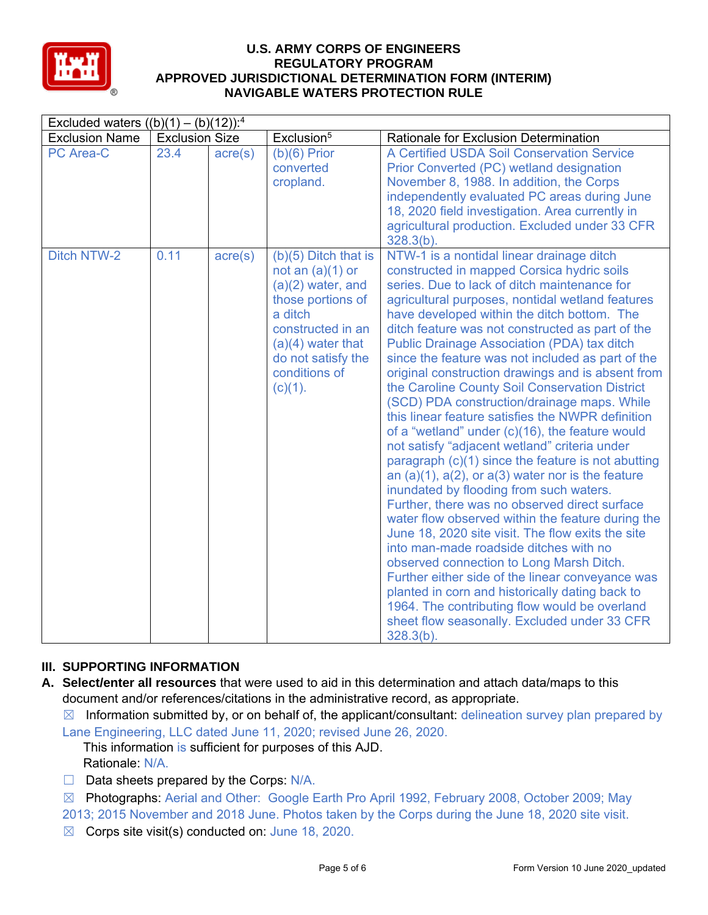| Excluded waters ((b)(1) – (b)(12)):[4] | | | | |
|---|---|---|---|---|
| Exclusion Name | Exclusion Size | | Exclusion[5] | Rationale for Exclusion Determination |
| PC Area-C | 23.4 | acre(s) | (b)(6) Prior converted cropland. | A Certified USDA Soil Conservation Service Prior Converted (PC) wetland designation November 8, 1988. In addition, the Corps independently evaluated PC areas during June 18, 2020 field investigation. Area currently in agricultural production. Excluded under 33 CFR 328.3(b). |
| Ditch NTW-2 | 0.11 | acre(s) | (b)(5) Ditch that is not an (a)(1) or (a)(2) water, and those portions of a ditch constructed in an (a)(4) water that do not satisfy the conditions of (c)(1). | NTW-1 is a nontidal linear drainage ditch constructed in mapped Corsica hydric soils series. Due to lack of ditch maintenance for agricultural purposes, nontidal wetland features have developed within the ditch bottom. The ditch feature was not constructed as part of the Public Drainage Association (PDA) tax ditch since the feature was not included as part of the original construction drawings and is absent from the Caroline County Soil Conservation District (SCD) PDA construction/drainage maps. While this linear feature satisfies the NWPR definition of a "wetland" under (c)(16), the feature would not satisfy "adjacent wetland" criteria under paragraph (c)(1) since the feature is not abutting an (a)(1), a(2), or a(3) water nor is the feature inundated by flooding from such waters. Further, there was no observed direct surface water flow observed within the feature during the June 18, 2020 site visit. The flow exits the site into man-made roadside ditches with no observed connection to Long Marsh Ditch. Further either side of the linear conveyance was planted in corn and historically dating back to 1964. The contributing flow would be overland sheet flow seasonally. Excluded under 33 CFR 328.3(b). |

## III. SUPPORTING INFORMATION

**A. Select/enter all resources** that were used to aid in this determination and attach data/maps to this document and/or references/citations in the administrative record, as appropriate.

☒ Information submitted by, or on behalf of, the applicant/consultant: delineation survey plan prepared by Lane Engineering, LLC dated June 11, 2020; revised June 26, 2020.
This information is sufficient for purposes of this AJD.
Rationale: N/A.

☐ Data sheets prepared by the Corps: N/A.

☒ Photographs: Aerial and Other: Google Earth Pro April 1992, February 2008, October 2009; May 2013; 2015 November and 2018 June. Photos taken by the Corps during the June 18, 2020 site visit.

☒ Corps site visit(s) conducted on: June 18, 2020.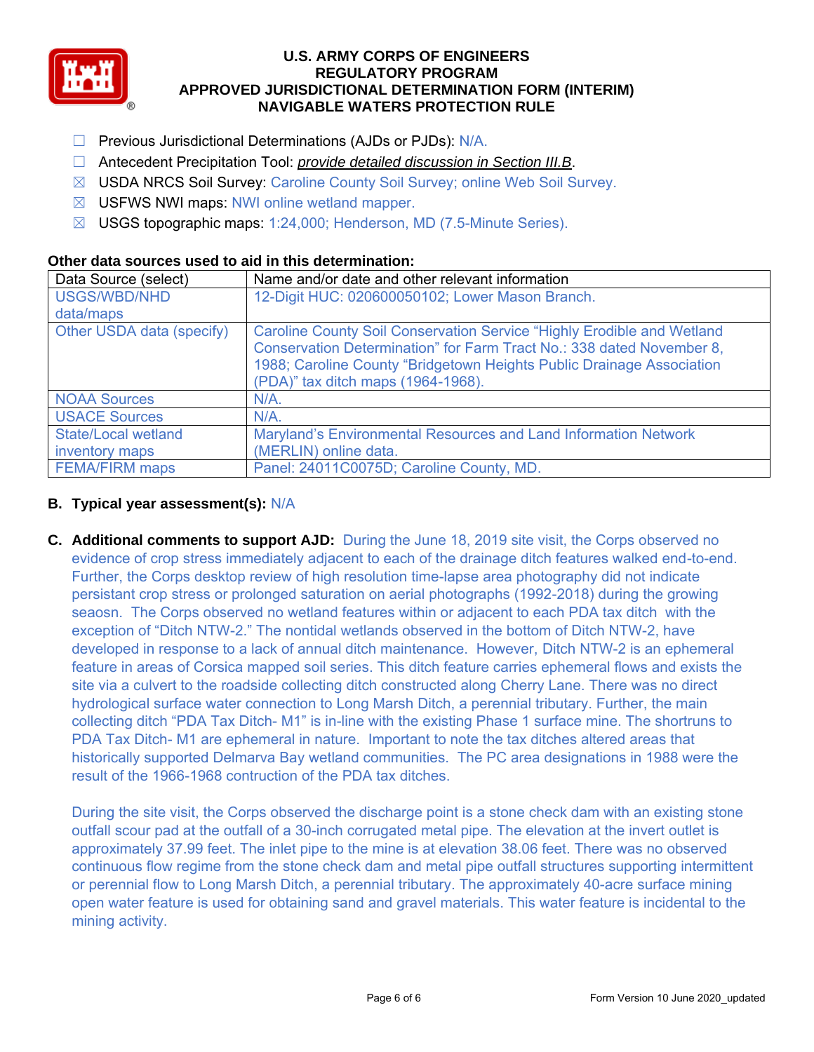- ☐ Previous Jurisdictional Determinations (AJDs or PJDs): N/A.
- ☐ Antecedent Precipitation Tool: *provide detailed discussion in Section III.B*.
- ☒ USDA NRCS Soil Survey: Caroline County Soil Survey; online Web Soil Survey.
- ☒ USFWS NWI maps: NWI online wetland mapper.
- ☒ USGS topographic maps: 1:24,000; Henderson, MD (7.5-Minute Series).

**Other data sources used to aid in this determination:**

| Data Source (select) | Name and/or date and other relevant information |
|---|---|
| USGS/WBD/NHD data/maps | 12-Digit HUC: 020600050102; Lower Mason Branch. |
| Other USDA data (specify) | Caroline County Soil Conservation Service “Highly Erodible and Wetland Conservation Determination” for Farm Tract No.: 338 dated November 8, 1988; Caroline County “Bridgetown Heights Public Drainage Association (PDA)” tax ditch maps (1964-1968). |
| NOAA Sources | N/A. |
| USACE Sources | N/A. |
| State/Local wetland inventory maps | Maryland’s Environmental Resources and Land Information Network (MERLIN) online data. |
| FEMA/FIRM maps | Panel: 24011C0075D; Caroline County, MD. |

**B. Typical year assessment(s):** N/A

**C. Additional comments to support AJD:** During the June 18, 2019 site visit, the Corps observed no evidence of crop stress immediately adjacent to each of the drainage ditch features walked end-to-end. Further, the Corps desktop review of high resolution time-lapse area photography did not indicate persistant crop stress or prolonged saturation on aerial photographs (1992-2018) during the growing seaosn. The Corps observed no wetland features within or adjacent to each PDA tax ditch with the exception of “Ditch NTW-2.” The nontidal wetlands observed in the bottom of Ditch NTW-2, have developed in response to a lack of annual ditch maintenance. However, Ditch NTW-2 is an ephemeral feature in areas of Corsica mapped soil series. This ditch feature carries ephemeral flows and exists the site via a culvert to the roadside collecting ditch constructed along Cherry Lane. There was no direct hydrological surface water connection to Long Marsh Ditch, a perennial tributary. Further, the main collecting ditch “PDA Tax Ditch- M1” is in-line with the existing Phase 1 surface mine. The shortruns to PDA Tax Ditch- M1 are ephemeral in nature. Important to note the tax ditches altered areas that historically supported Delmarva Bay wetland communities. The PC area designations in 1988 were the result of the 1966-1968 contruction of the PDA tax ditches.

During the site visit, the Corps observed the discharge point is a stone check dam with an existing stone outfall scour pad at the outfall of a 30-inch corrugated metal pipe. The elevation at the invert outlet is approximately 37.99 feet. The inlet pipe to the mine is at elevation 38.06 feet. There was no observed continuous flow regime from the stone check dam and metal pipe outfall structures supporting intermittent or perennial flow to Long Marsh Ditch, a perennial tributary. The approximately 40-acre surface mining open water feature is used for obtaining sand and gravel materials. This water feature is incidental to the mining activity.